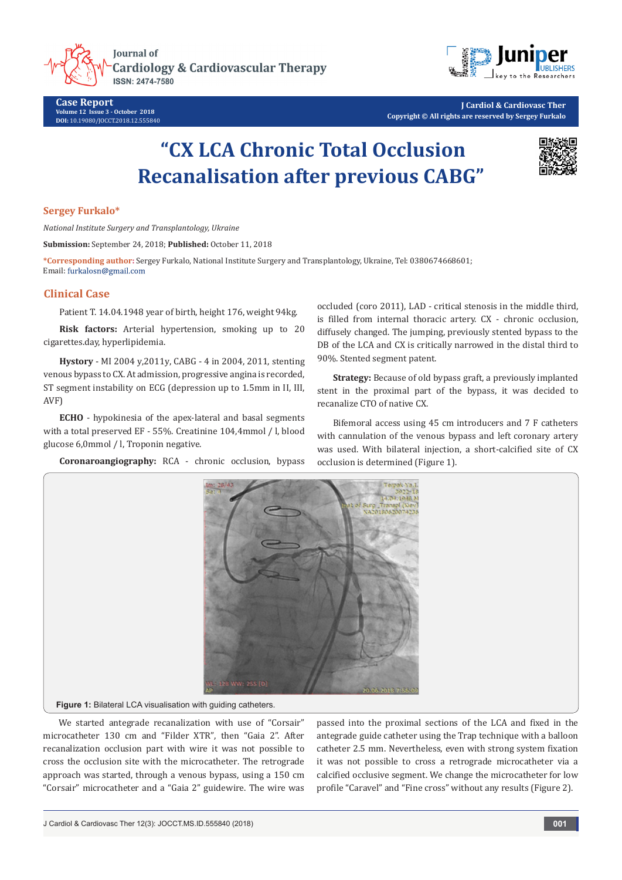# "CX LCA Chronic Total Occlusion Recanalisation after previous CABG"

**Sergey Furkalo***

*National Institute Surgery and Transplantology, Ukraine*

**Submission:** September 24, 2018; **Published:** October 11, 2018

***Corresponding author:** Sergey Furkalo, National Institute Surgery and Transplantology, Ukraine, Tel: 0380674668601; Email: furkalosn@gmail.com

## Clinical Case

Patient T. 14.04.1948 year of birth, height 176, weight 94kg.

**Risk factors:** Arterial hypertension, smoking up to 20 cigarettes.day, hyperlipidemia.

**Hystory** - MI 2004 y,2011y, CABG - 4 in 2004, 2011, stenting venous bypass to CX. At admission, progressive angina is recorded, ST segment instability on ECG (depression up to 1.5mm in II, III, AVF)

**ECHO** - hypokinesia of the apex-lateral and basal segments with a total preserved EF - 55%. Creatinine 104,4mmol / l, blood glucose 6,0mmol / l, Troponin negative.

**Coronaroangiography:** RCA - chronic occlusion, bypass occluded (coro 2011), LAD - critical stenosis in the middle third, is filled from internal thoracic artery. CX - chronic occlusion, diffusely changed. The jumping, previously stented bypass to the DB of the LCA and CX is critically narrowed in the distal third to 90%. Stented segment patent.

**Strategy:** Because of old bypass graft, a previously implanted stent in the proximal part of the bypass, it was decided to recanalize CTO of native CX.

Bifemoral access using 45 cm introducers and 7 F catheters with cannulation of the venous bypass and left coronary artery was used. With bilateral injection, a short-calcified site of CX occlusion is determined (Figure 1).

**Figure 1:** Bilateral LCA visualisation with guiding catheters.

We started antegrade recanalization with use of "Corsair" microcatheter 130 cm and "Filder XTR", then "Gaia 2". After recanalization occlusion part with wire it was not possible to cross the occlusion site with the microcatheter. The retrograde approach was started, through a venous bypass, using a 150 cm "Corsair" microcatheter and a "Gaia 2" guidewire. The wire was passed into the proximal sections of the LCA and fixed in the antegrade guide catheter using the Trap technique with a balloon catheter 2.5 mm. Nevertheless, even with strong system fixation it was not possible to cross a retrograde microcatheter via a calcified occlusive segment. We change the microcatheter for low profile "Caravel" and "Fine cross" without any results (Figure 2).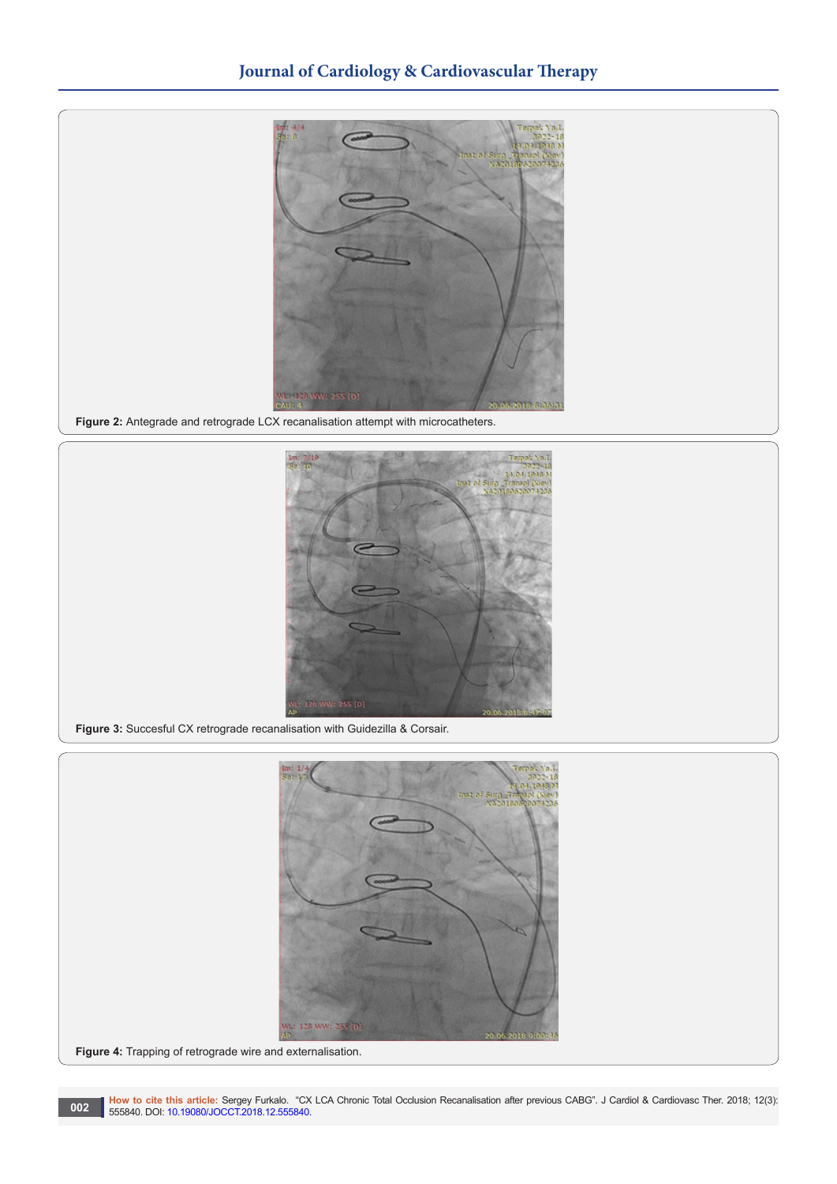Figure 2: Antegrade and retrograde LCX recanalisation attempt with microcatheters.

Figure 3: Succesful CX retrograde recanalisation with Guidezilla & Corsair.

Figure 4: Trapping of retrograde wire and externalisation.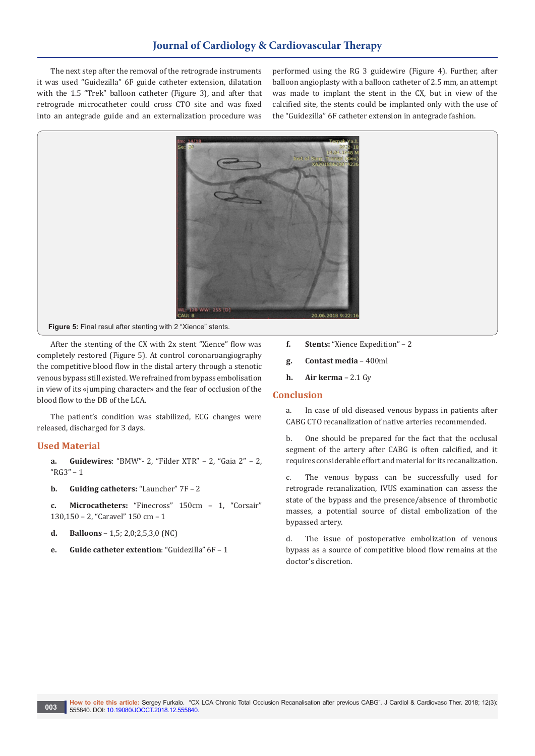The next step after the removal of the retrograde instruments it was used "Guidezilla" 6F guide catheter extension, dilatation with the 1.5 "Trek" balloon catheter (Figure 3), and after that retrograde microcatheter could cross CTO site and was fixed into an antegrade guide and an externalization procedure was performed using the RG 3 guidewire (Figure 4). Further, after balloon angioplasty with a balloon catheter of 2.5 mm, an attempt was made to implant the stent in the CX, but in view of the calcified site, the stents could be implanted only with the use of the "Guidezilla" 6F catheter extension in antegrade fashion.

**Figure 5:** Final resul after stenting with 2 "Xience" stents.

After the stenting of the CX with 2x stent "Xience" flow was completely restored (Figure 5). At control coronaroangiography the competitive blood flow in the distal artery through a stenotic venous bypass still existed. We refrained from bypass embolisation in view of its «jumping character» and the fear of occlusion of the blood flow to the DB of the LCA.

The patient's condition was stabilized, ECG changes were released, discharged for 3 days.

## Used Material

a. **Guidewires**: "BMW"- 2, "Filder XTR" – 2, "Gaia 2" – 2, "RG3" – 1

b. **Guiding catheters:** "Launcher" 7F – 2

c. **Microcatheters:** "Finecross" 150cm – 1, "Corsair" 130,150 – 2, "Caravel" 150 cm – 1

d. **Balloons** – 1,5; 2,0;2,5,3,0 (NC)

e. **Guide catheter extention**: "Guidezilla" 6F – 1

f. **Stents:** "Xience Expedition" – 2

g. **Contast media** – 400ml

h. **Air kerma** – 2.1 Gy

## Conclusion

a. In case of old diseased venous bypass in patients after CABG CTO recanalization of native arteries recommended.

b. One should be prepared for the fact that the occlusal segment of the artery after CABG is often calcified, and it requires considerable effort and material for its recanalization.

c. The venous bypass can be successfully used for retrograde recanalization, IVUS examination can assess the state of the bypass and the presence/absence of thrombotic masses, a potential source of distal embolization of the bypassed artery.

d. The issue of postoperative embolization of venous bypass as a source of competitive blood flow remains at the doctor's discretion.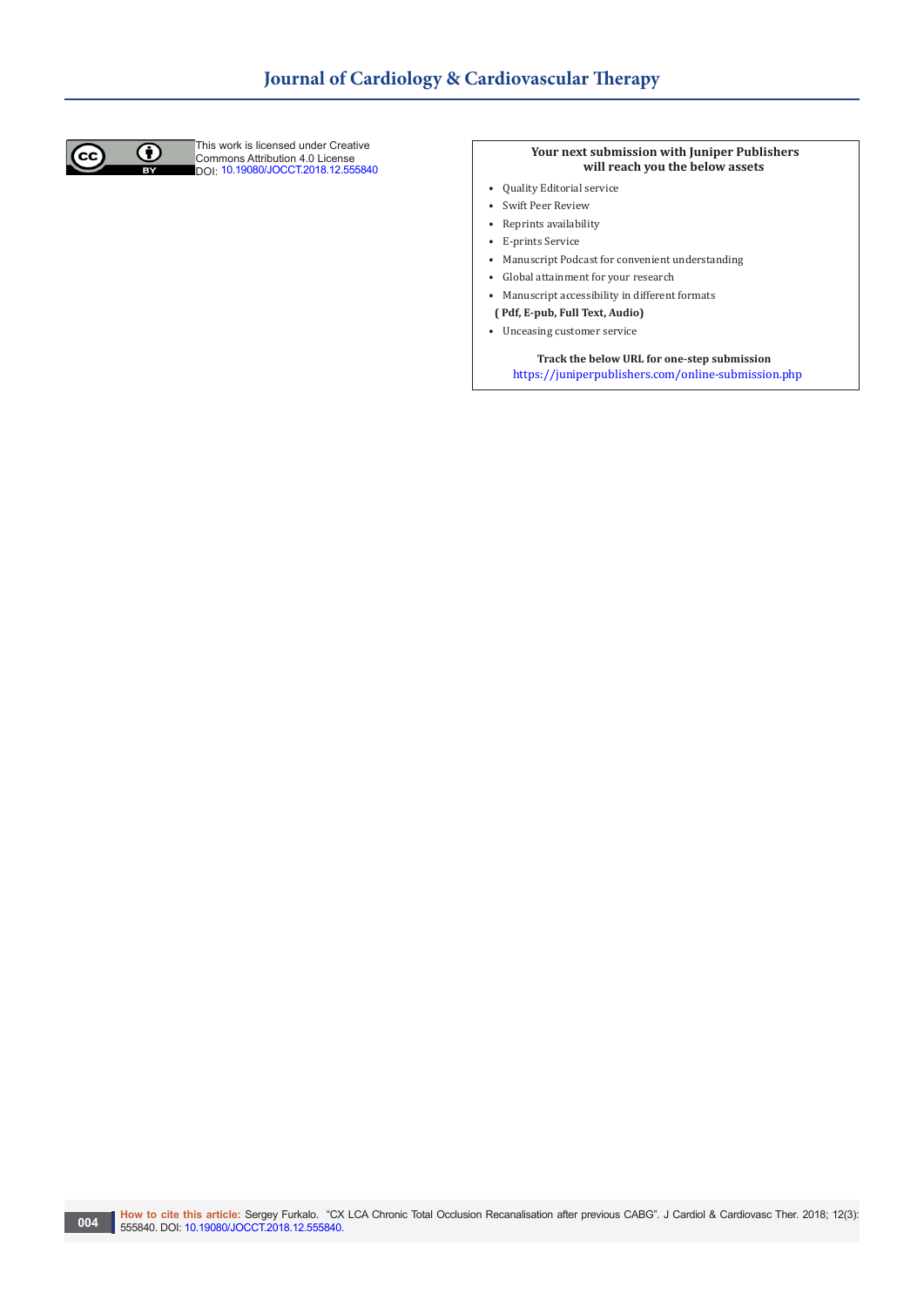This work is licensed under Creative Commons Attribution 4.0 License
DOI: 10.19080/JOCCT.2018.12.555840

**Your next submission with Juniper Publishers will reach you the below assets**

- Quality Editorial service
- Swift Peer Review
- Reprints availability
- E-prints Service
- Manuscript Podcast for convenient understanding
- Global attainment for your research
- Manuscript accessibility in different formats

**( Pdf, E-pub, Full Text, Audio)**

- Unceasing customer service

**Track the below URL for one-step submission**
https://juniperpublishers.com/online-submission.php